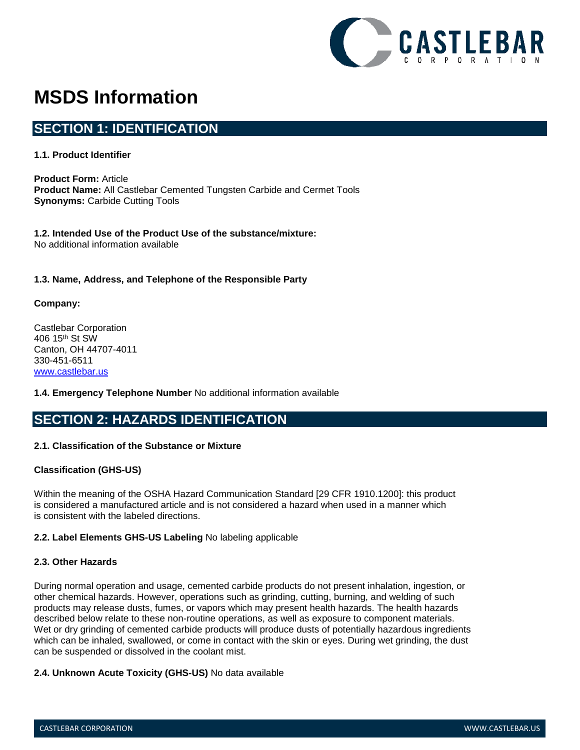# MSDS Information

## SECTION 1: IDENTIFICATION

### 1.1. Product Identifier

**Product Form:** Article
**Product Name:** All Castlebar Cemented Tungsten Carbide and Cermet Tools
**Synonyms:** Carbide Cutting Tools

**1.2. Intended Use of the Product Use of the substance/mixture:**
No additional information available

### 1.3. Name, Address, and Telephone of the Responsible Party

**Company:**

Castlebar Corporation
406 15th St SW
Canton, OH 44707-4011
330-451-6511
www.castlebar.us

**1.4. Emergency Telephone Number** No additional information available

## SECTION 2: HAZARDS IDENTIFICATION

### 2.1. Classification of the Substance or Mixture

**Classification (GHS-US)**

Within the meaning of the OSHA Hazard Communication Standard [29 CFR 1910.1200]: this product is considered a manufactured article and is not considered a hazard when used in a manner which is consistent with the labeled directions.

**2.2. Label Elements GHS-US Labeling** No labeling applicable

### 2.3. Other Hazards

During normal operation and usage, cemented carbide products do not present inhalation, ingestion, or other chemical hazards. However, operations such as grinding, cutting, burning, and welding of such products may release dusts, fumes, or vapors which may present health hazards. The health hazards described below relate to these non-routine operations, as well as exposure to component materials. Wet or dry grinding of cemented carbide products will produce dusts of potentially hazardous ingredients which can be inhaled, swallowed, or come in contact with the skin or eyes. During wet grinding, the dust can be suspended or dissolved in the coolant mist.

**2.4. Unknown Acute Toxicity (GHS-US)** No data available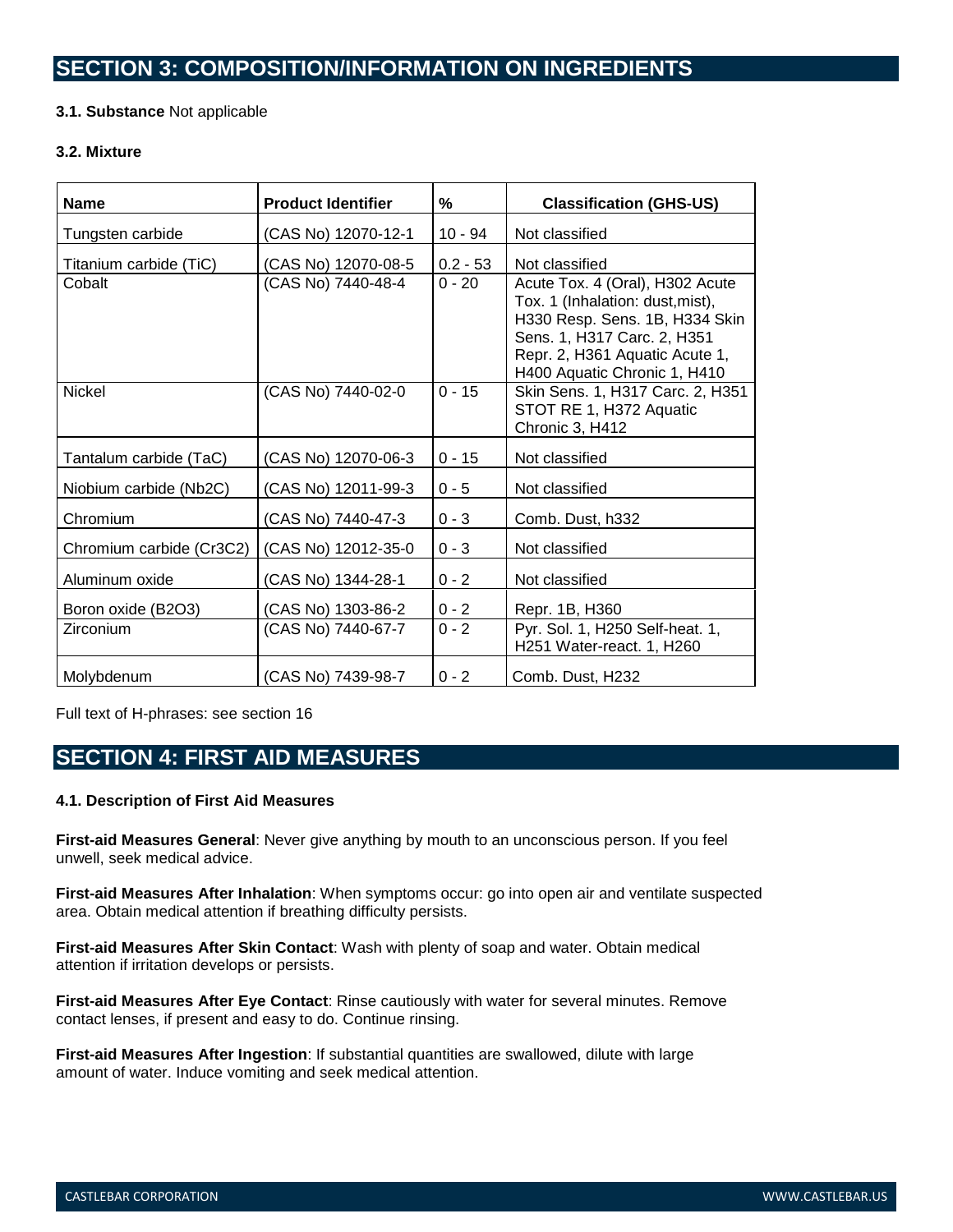## SECTION 3: COMPOSITION/INFORMATION ON INGREDIENTS

**3.1. Substance** Not applicable

**3.2. Mixture**

| Name | Product Identifier | % | Classification (GHS-US) |
|---|---|---|---|
| Tungsten carbide | (CAS No) 12070-12-1 | 10 - 94 | Not classified |
| Titanium carbide (TiC) | (CAS No) 12070-08-5 | 0.2 - 53 | Not classified |
| Cobalt | (CAS No) 7440-48-4 | 0 - 20 | Acute Tox. 4 (Oral), H302 Acute Tox. 1 (Inhalation: dust,mist), H330 Resp. Sens. 1B, H334 Skin Sens. 1, H317 Carc. 2, H351 Repr. 2, H361 Aquatic Acute 1, H400 Aquatic Chronic 1, H410 |
| Nickel | (CAS No) 7440-02-0 | 0 - 15 | Skin Sens. 1, H317 Carc. 2, H351 STOT RE 1, H372 Aquatic Chronic 3, H412 |
| Tantalum carbide (TaC) | (CAS No) 12070-06-3 | 0 - 15 | Not classified |
| Niobium carbide (Nb2C) | (CAS No) 12011-99-3 | 0 - 5 | Not classified |
| Chromium | (CAS No) 7440-47-3 | 0 - 3 | Comb. Dust, h332 |
| Chromium carbide (Cr3C2) | (CAS No) 12012-35-0 | 0 - 3 | Not classified |
| Aluminum oxide | (CAS No) 1344-28-1 | 0 - 2 | Not classified |
| Boron oxide (B2O3) | (CAS No) 1303-86-2 | 0 - 2 | Repr. 1B, H360 |
| Zirconium | (CAS No) 7440-67-7 | 0 - 2 | Pyr. Sol. 1, H250 Self-heat. 1, H251 Water-react. 1, H260 |
| Molybdenum | (CAS No) 7439-98-7 | 0 - 2 | Comb. Dust, H232 |

Full text of H-phrases: see section 16

## SECTION 4: FIRST AID MEASURES

**4.1. Description of First Aid Measures**

**First-aid Measures General**: Never give anything by mouth to an unconscious person. If you feel unwell, seek medical advice.

**First-aid Measures After Inhalation**: When symptoms occur: go into open air and ventilate suspected area. Obtain medical attention if breathing difficulty persists.

**First-aid Measures After Skin Contact**: Wash with plenty of soap and water. Obtain medical attention if irritation develops or persists.

**First-aid Measures After Eye Contact**: Rinse cautiously with water for several minutes. Remove contact lenses, if present and easy to do. Continue rinsing.

**First-aid Measures After Ingestion**: If substantial quantities are swallowed, dilute with large amount of water. Induce vomiting and seek medical attention.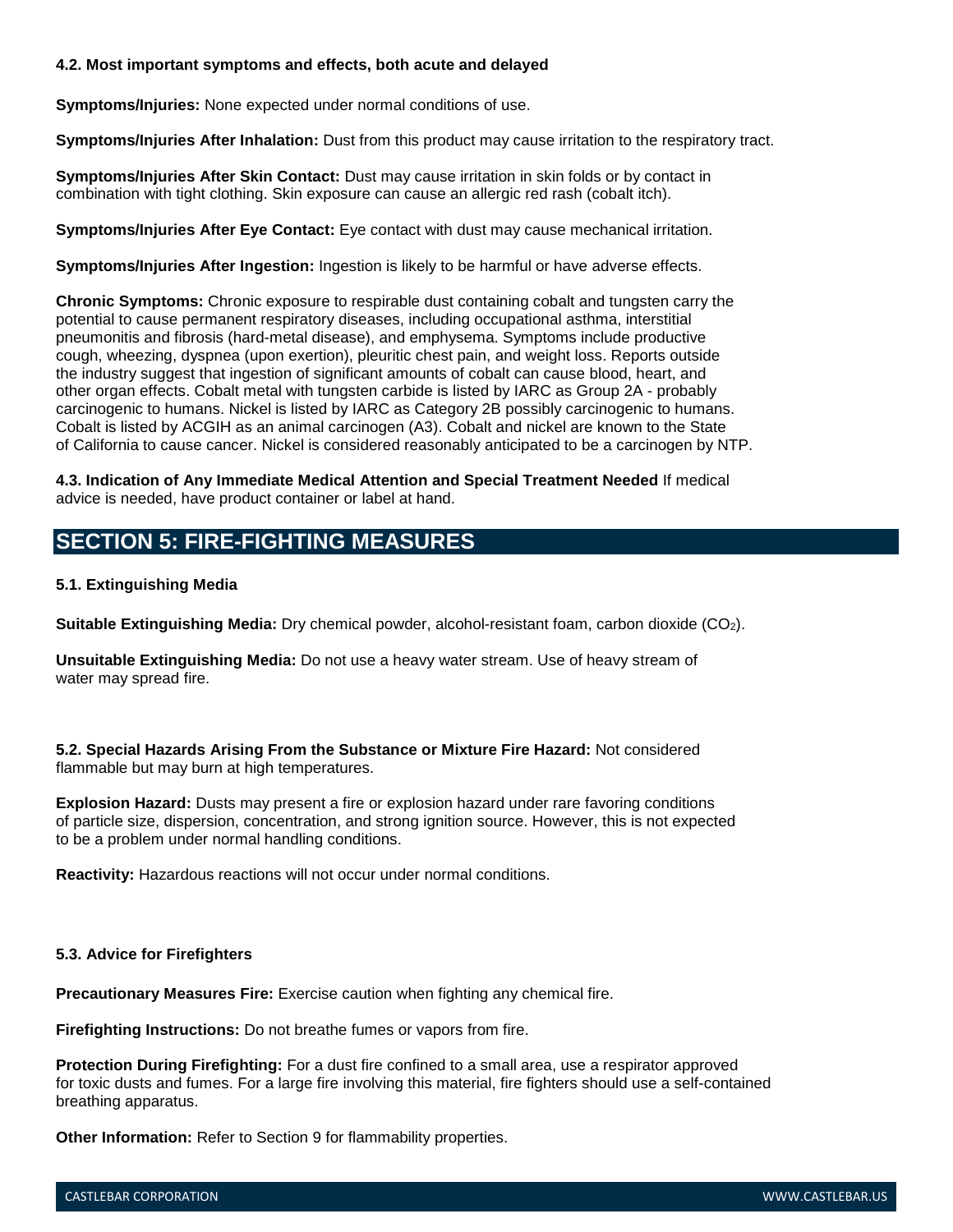#### 4.2. Most important symptoms and effects, both acute and delayed

**Symptoms/Injuries:** None expected under normal conditions of use.

**Symptoms/Injuries After Inhalation:** Dust from this product may cause irritation to the respiratory tract.

**Symptoms/Injuries After Skin Contact:** Dust may cause irritation in skin folds or by contact in combination with tight clothing. Skin exposure can cause an allergic red rash (cobalt itch).

**Symptoms/Injuries After Eye Contact:** Eye contact with dust may cause mechanical irritation.

**Symptoms/Injuries After Ingestion:** Ingestion is likely to be harmful or have adverse effects.

**Chronic Symptoms:** Chronic exposure to respirable dust containing cobalt and tungsten carry the potential to cause permanent respiratory diseases, including occupational asthma, interstitial pneumonitis and fibrosis (hard-metal disease), and emphysema. Symptoms include productive cough, wheezing, dyspnea (upon exertion), pleuritic chest pain, and weight loss. Reports outside the industry suggest that ingestion of significant amounts of cobalt can cause blood, heart, and other organ effects. Cobalt metal with tungsten carbide is listed by IARC as Group 2A - probably carcinogenic to humans. Nickel is listed by IARC as Category 2B possibly carcinogenic to humans. Cobalt is listed by ACGIH as an animal carcinogen (A3). Cobalt and nickel are known to the State of California to cause cancer. Nickel is considered reasonably anticipated to be a carcinogen by NTP.

**4.3. Indication of Any Immediate Medical Attention and Special Treatment Needed** If medical advice is needed, have product container or label at hand.

## SECTION 5: FIRE-FIGHTING MEASURES

#### 5.1. Extinguishing Media

**Suitable Extinguishing Media:** Dry chemical powder, alcohol-resistant foam, carbon dioxide ($CO_2$).

**Unsuitable Extinguishing Media:** Do not use a heavy water stream. Use of heavy stream of water may spread fire.

**5.2. Special Hazards Arising From the Substance or Mixture Fire Hazard:** Not considered flammable but may burn at high temperatures.

**Explosion Hazard:** Dusts may present a fire or explosion hazard under rare favoring conditions of particle size, dispersion, concentration, and strong ignition source. However, this is not expected to be a problem under normal handling conditions.

**Reactivity:** Hazardous reactions will not occur under normal conditions.

#### 5.3. Advice for Firefighters

**Precautionary Measures Fire:** Exercise caution when fighting any chemical fire.

**Firefighting Instructions:** Do not breathe fumes or vapors from fire.

**Protection During Firefighting:** For a dust fire confined to a small area, use a respirator approved for toxic dusts and fumes. For a large fire involving this material, fire fighters should use a self-contained breathing apparatus.

**Other Information:** Refer to Section 9 for flammability properties.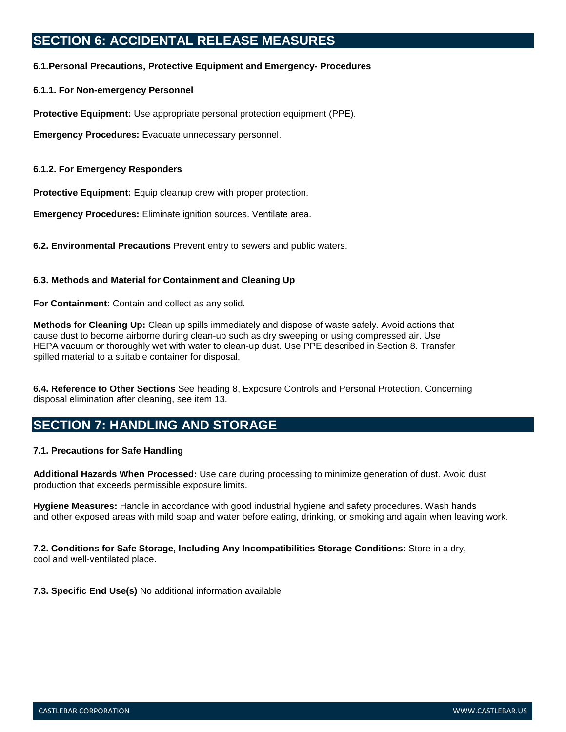## SECTION 6: ACCIDENTAL RELEASE MEASURES

**6.1.Personal Precautions, Protective Equipment and Emergency- Procedures**

**6.1.1. For Non-emergency Personnel**

**Protective Equipment:** Use appropriate personal protection equipment (PPE).

**Emergency Procedures:** Evacuate unnecessary personnel.

**6.1.2. For Emergency Responders**

**Protective Equipment:** Equip cleanup crew with proper protection.

**Emergency Procedures:** Eliminate ignition sources. Ventilate area.

**6.2. Environmental Precautions** Prevent entry to sewers and public waters.

**6.3. Methods and Material for Containment and Cleaning Up**

**For Containment:** Contain and collect as any solid.

**Methods for Cleaning Up:** Clean up spills immediately and dispose of waste safely. Avoid actions that cause dust to become airborne during clean-up such as dry sweeping or using compressed air. Use HEPA vacuum or thoroughly wet with water to clean-up dust. Use PPE described in Section 8. Transfer spilled material to a suitable container for disposal.

**6.4. Reference to Other Sections** See heading 8, Exposure Controls and Personal Protection. Concerning disposal elimination after cleaning, see item 13.

## SECTION 7: HANDLING AND STORAGE

**7.1. Precautions for Safe Handling**

**Additional Hazards When Processed:** Use care during processing to minimize generation of dust. Avoid dust production that exceeds permissible exposure limits.

**Hygiene Measures:** Handle in accordance with good industrial hygiene and safety procedures. Wash hands and other exposed areas with mild soap and water before eating, drinking, or smoking and again when leaving work.

**7.2. Conditions for Safe Storage, Including Any Incompatibilities Storage Conditions:** Store in a dry, cool and well-ventilated place.

**7.3. Specific End Use(s)** No additional information available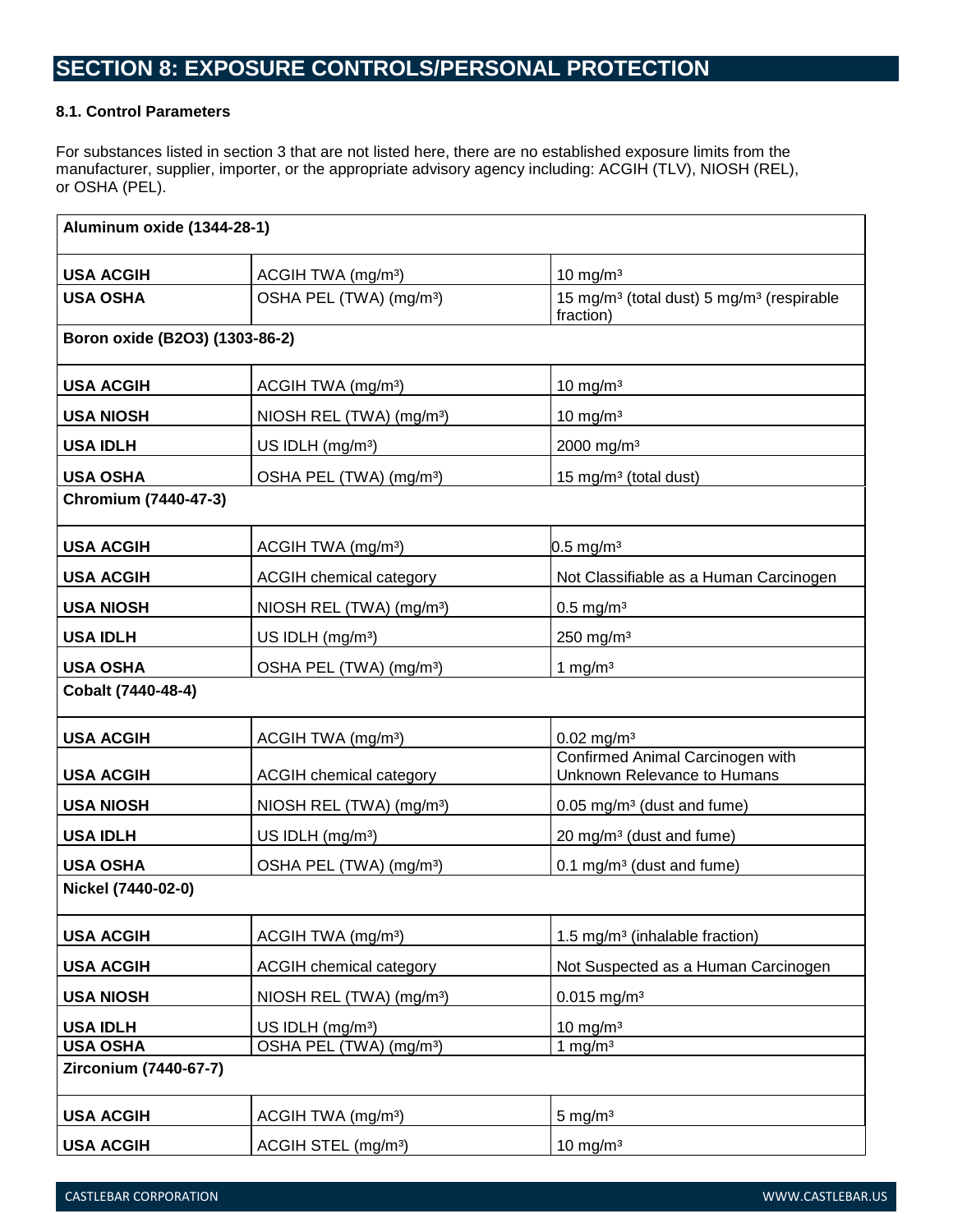## SECTION 8: EXPOSURE CONTROLS/PERSONAL PROTECTION

**8.1. Control Parameters**

For substances listed in section 3 that are not listed here, there are no established exposure limits from the manufacturer, supplier, importer, or the appropriate advisory agency including: ACGIH (TLV), NIOSH (REL), or OSHA (PEL).

| **Aluminum oxide (1344-28-1)** | | |
|---|---|---|
| **USA ACGIH** | ACGIH TWA (mg/m³) | 10 mg/m³ |
| **USA OSHA** | OSHA PEL (TWA) (mg/m³) | 15 mg/m³ (total dust) 5 mg/m³ (respirable fraction) |
| **Boron oxide (B2O3) (1303-86-2)** | | |
| **USA ACGIH** | ACGIH TWA (mg/m³) | 10 mg/m³ |
| **USA NIOSH** | NIOSH REL (TWA) (mg/m³) | 10 mg/m³ |
| **USA IDLH** | US IDLH (mg/m³) | 2000 mg/m³ |
| **USA OSHA** | OSHA PEL (TWA) (mg/m³) | 15 mg/m³ (total dust) |
| **Chromium (7440-47-3)** | | |
| **USA ACGIH** | ACGIH TWA (mg/m³) | 0.5 mg/m³ |
| **USA ACGIH** | ACGIH chemical category | Not Classifiable as a Human Carcinogen |
| **USA NIOSH** | NIOSH REL (TWA) (mg/m³) | 0.5 mg/m³ |
| **USA IDLH** | US IDLH (mg/m³) | 250 mg/m³ |
| **USA OSHA** | OSHA PEL (TWA) (mg/m³) | 1 mg/m³ |
| **Cobalt (7440-48-4)** | | |
| **USA ACGIH** | ACGIH TWA (mg/m³) | 0.02 mg/m³ |
| **USA ACGIH** | ACGIH chemical category | Confirmed Animal Carcinogen with Unknown Relevance to Humans |
| **USA NIOSH** | NIOSH REL (TWA) (mg/m³) | 0.05 mg/m³ (dust and fume) |
| **USA IDLH** | US IDLH (mg/m³) | 20 mg/m³ (dust and fume) |
| **USA OSHA** | OSHA PEL (TWA) (mg/m³) | 0.1 mg/m³ (dust and fume) |
| **Nickel (7440-02-0)** | | |
| **USA ACGIH** | ACGIH TWA (mg/m³) | 1.5 mg/m³ (inhalable fraction) |
| **USA ACGIH** | ACGIH chemical category | Not Suspected as a Human Carcinogen |
| **USA NIOSH** | NIOSH REL (TWA) (mg/m³) | 0.015 mg/m³ |
| **USA IDLH** | US IDLH (mg/m³) | 10 mg/m³ |
| **USA OSHA** | OSHA PEL (TWA) (mg/m³) | 1 mg/m³ |
| **Zirconium (7440-67-7)** | | |
| **USA ACGIH** | ACGIH TWA (mg/m³) | 5 mg/m³ |
| **USA ACGIH** | ACGIH STEL (mg/m³) | 10 mg/m³ |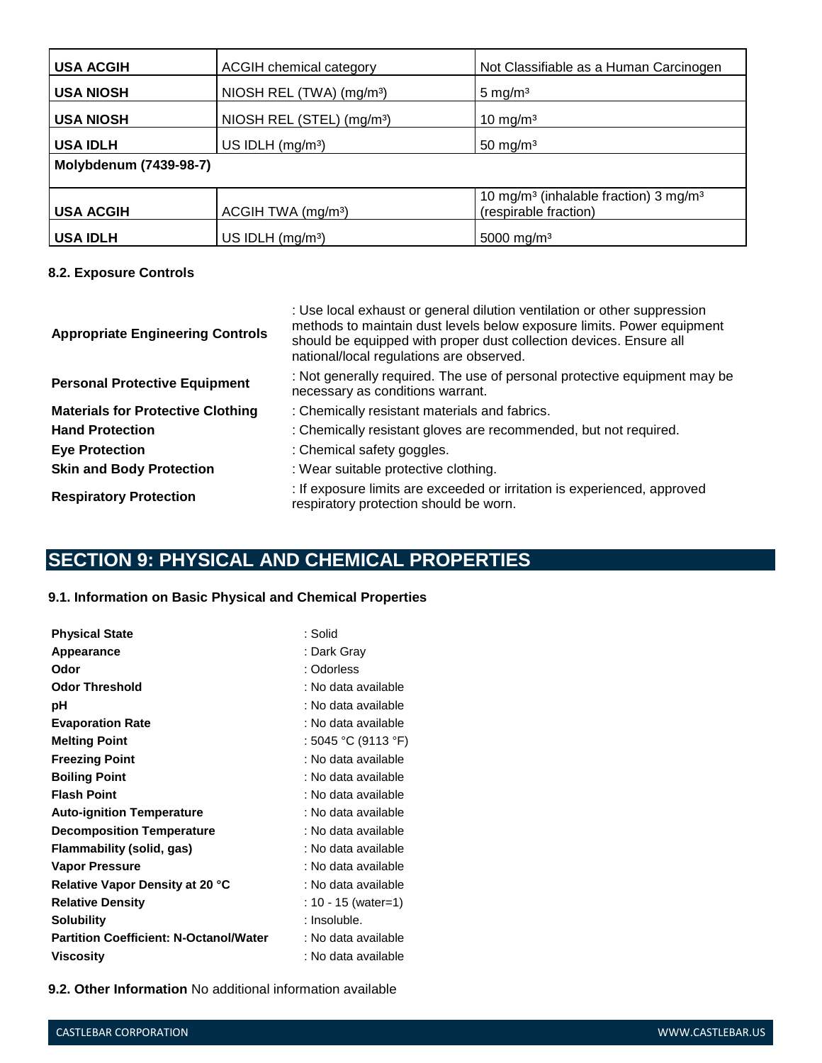| | | |
|---|---|---|
| **USA ACGIH** | ACGIH chemical category | Not Classifiable as a Human Carcinogen |
| **USA NIOSH** | NIOSH REL (TWA) (mg/m³) | 5 mg/m³ |
| **USA NIOSH** | NIOSH REL (STEL) (mg/m³) | 10 mg/m³ |
| **USA IDLH** | US IDLH (mg/m³) | 50 mg/m³ |
| **Molybdenum (7439-98-7)** | | |
| **USA ACGIH** | ACGIH TWA (mg/m³) | 10 mg/m³ (inhalable fraction) 3 mg/m³ (respirable fraction) |
| **USA IDLH** | US IDLH (mg/m³) | 5000 mg/m³ |

### 8.2. Exposure Controls

**Appropriate Engineering Controls** : Use local exhaust or general dilution ventilation or other suppression methods to maintain dust levels below exposure limits. Power equipment should be equipped with proper dust collection devices. Ensure all national/local regulations are observed.

**Personal Protective Equipment** : Not generally required. The use of personal protective equipment may be necessary as conditions warrant.

**Materials for Protective Clothing** : Chemically resistant materials and fabrics.

**Hand Protection** : Chemically resistant gloves are recommended, but not required.

**Eye Protection** : Chemical safety goggles.

**Skin and Body Protection** : Wear suitable protective clothing.

**Respiratory Protection** : If exposure limits are exceeded or irritation is experienced, approved respiratory protection should be worn.

## SECTION 9: PHYSICAL AND CHEMICAL PROPERTIES

### 9.1. Information on Basic Physical and Chemical Properties

**Physical State** : Solid
**Appearance** : Dark Gray
**Odor** : Odorless
**Odor Threshold** : No data available
**pH** : No data available
**Evaporation Rate** : No data available
**Melting Point** : 5045 °C (9113 °F)
**Freezing Point** : No data available
**Boiling Point** : No data available
**Flash Point** : No data available
**Auto-ignition Temperature** : No data available
**Decomposition Temperature** : No data available
**Flammability (solid, gas)** : No data available
**Vapor Pressure** : No data available
**Relative Vapor Density at 20 °C** : No data available
**Relative Density** : 10 - 15 (water=1)
**Solubility** : Insoluble.
**Partition Coefficient: N-Octanol/Water** : No data available
**Viscosity** : No data available

**9.2. Other Information** No additional information available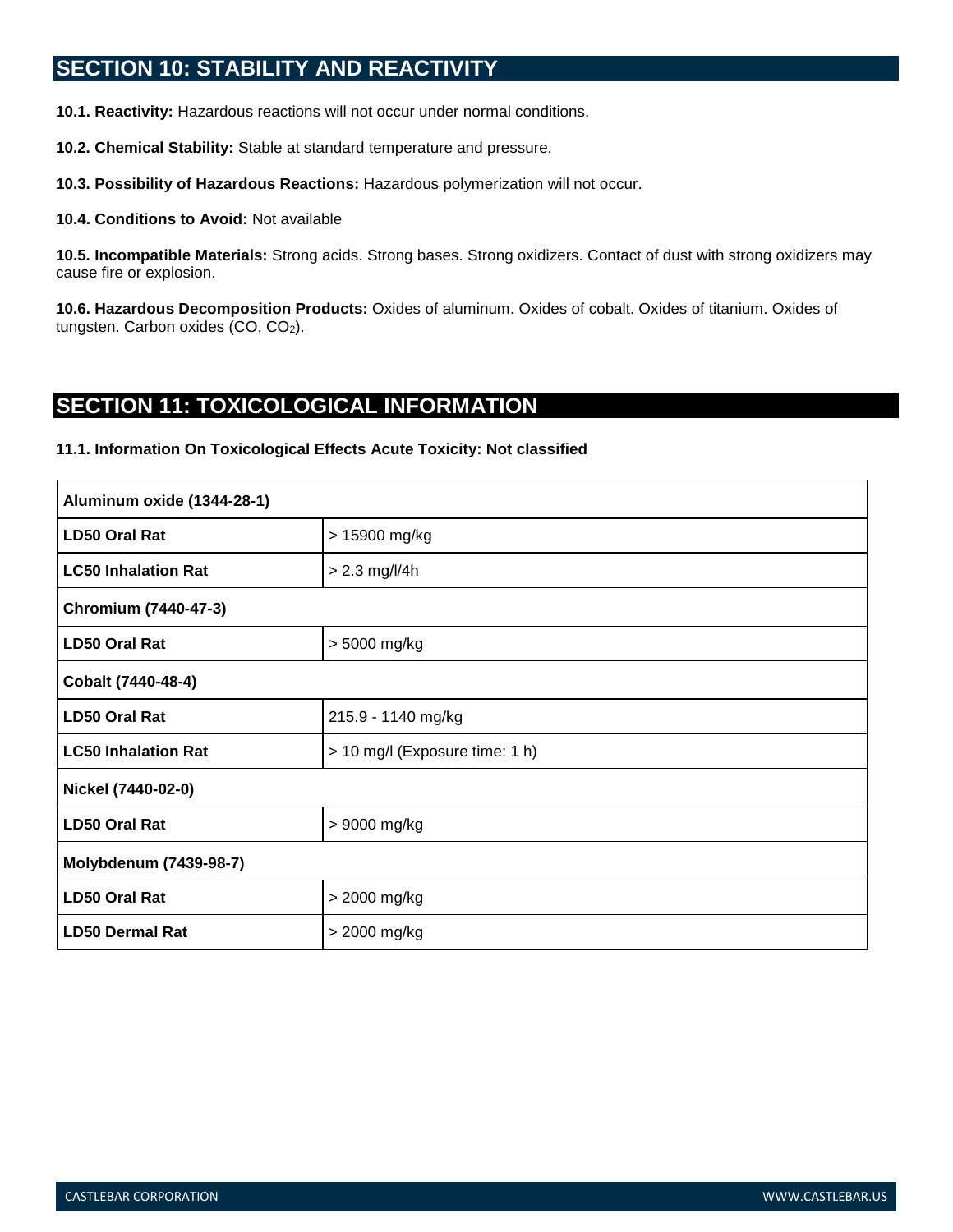## SECTION 10: STABILITY AND REACTIVITY

**10.1. Reactivity:** Hazardous reactions will not occur under normal conditions.

**10.2. Chemical Stability:** Stable at standard temperature and pressure.

**10.3. Possibility of Hazardous Reactions:** Hazardous polymerization will not occur.

**10.4. Conditions to Avoid:** Not available

**10.5. Incompatible Materials:** Strong acids. Strong bases. Strong oxidizers. Contact of dust with strong oxidizers may cause fire or explosion.

**10.6. Hazardous Decomposition Products:** Oxides of aluminum. Oxides of cobalt. Oxides of titanium. Oxides of tungsten. Carbon oxides (CO, $CO_2$).

## SECTION 11: TOXICOLOGICAL INFORMATION

**11.1. Information On Toxicological Effects Acute Toxicity: Not classified**

| **Aluminum oxide (1344-28-1)** | |
|---|---|
| **LD50 Oral Rat** | > 15900 mg/kg |
| **LC50 Inhalation Rat** | > 2.3 mg/l/4h |
| **Chromium (7440-47-3)** | |
| **LD50 Oral Rat** | > 5000 mg/kg |
| **Cobalt (7440-48-4)** | |
| **LD50 Oral Rat** | 215.9 - 1140 mg/kg |
| **LC50 Inhalation Rat** | > 10 mg/l (Exposure time: 1 h) |
| **Nickel (7440-02-0)** | |
| **LD50 Oral Rat** | > 9000 mg/kg |
| **Molybdenum (7439-98-7)** | |
| **LD50 Oral Rat** | > 2000 mg/kg |
| **LD50 Dermal Rat** | > 2000 mg/kg |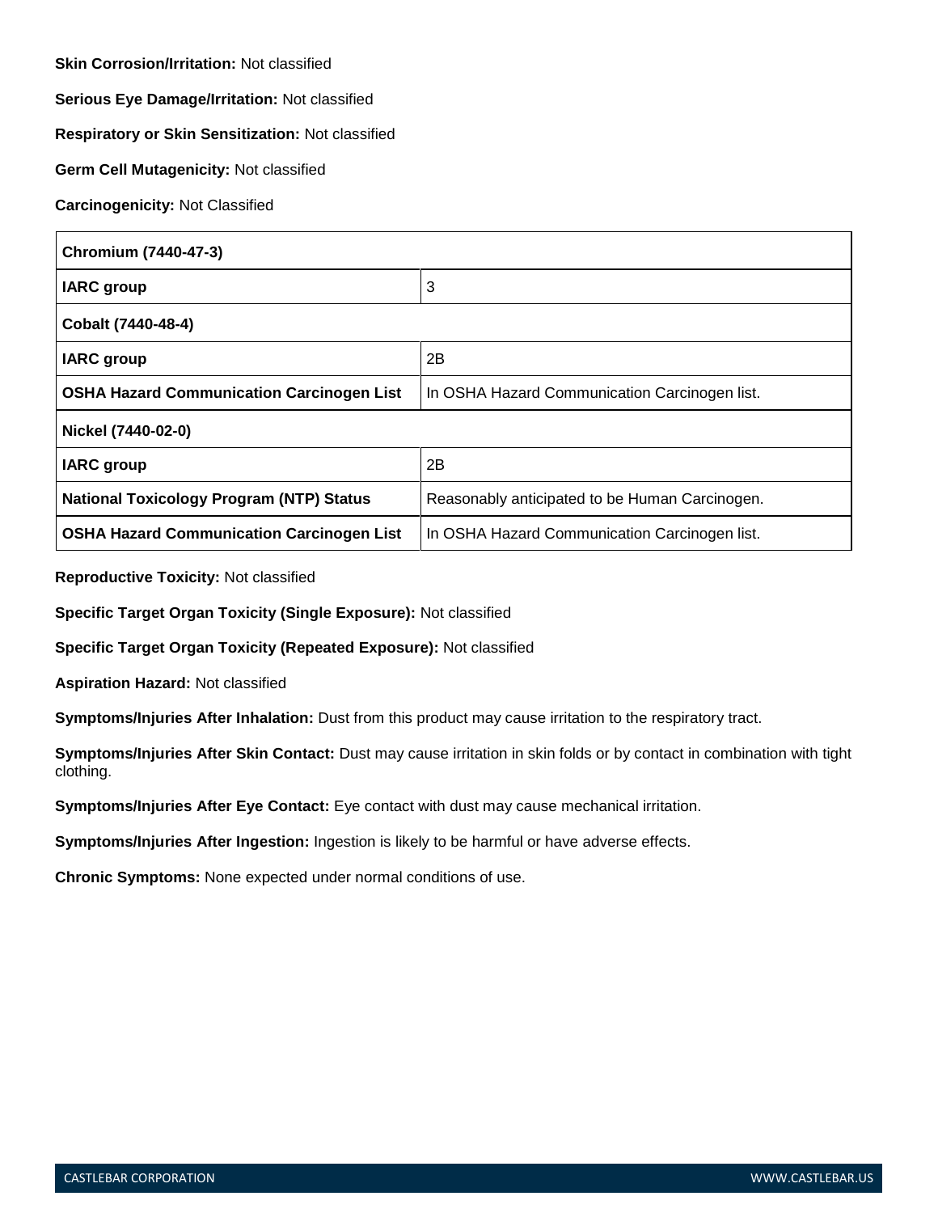**Skin Corrosion/Irritation:** Not classified

**Serious Eye Damage/Irritation:** Not classified

**Respiratory or Skin Sensitization:** Not classified

**Germ Cell Mutagenicity:** Not classified

**Carcinogenicity:** Not Classified

| **Chromium (7440-47-3)** | |
|---|---|
| **IARC group** | 3 |
| **Cobalt (7440-48-4)** | |
| **IARC group** | 2B |
| **OSHA Hazard Communication Carcinogen List** | In OSHA Hazard Communication Carcinogen list. |
| **Nickel (7440-02-0)** | |
| **IARC group** | 2B |
| **National Toxicology Program (NTP) Status** | Reasonably anticipated to be Human Carcinogen. |
| **OSHA Hazard Communication Carcinogen List** | In OSHA Hazard Communication Carcinogen list. |

**Reproductive Toxicity:** Not classified

**Specific Target Organ Toxicity (Single Exposure):** Not classified

**Specific Target Organ Toxicity (Repeated Exposure):** Not classified

**Aspiration Hazard:** Not classified

**Symptoms/Injuries After Inhalation:** Dust from this product may cause irritation to the respiratory tract.

**Symptoms/Injuries After Skin Contact:** Dust may cause irritation in skin folds or by contact in combination with tight clothing.

**Symptoms/Injuries After Eye Contact:** Eye contact with dust may cause mechanical irritation.

**Symptoms/Injuries After Ingestion:** Ingestion is likely to be harmful or have adverse effects.

**Chronic Symptoms:** None expected under normal conditions of use.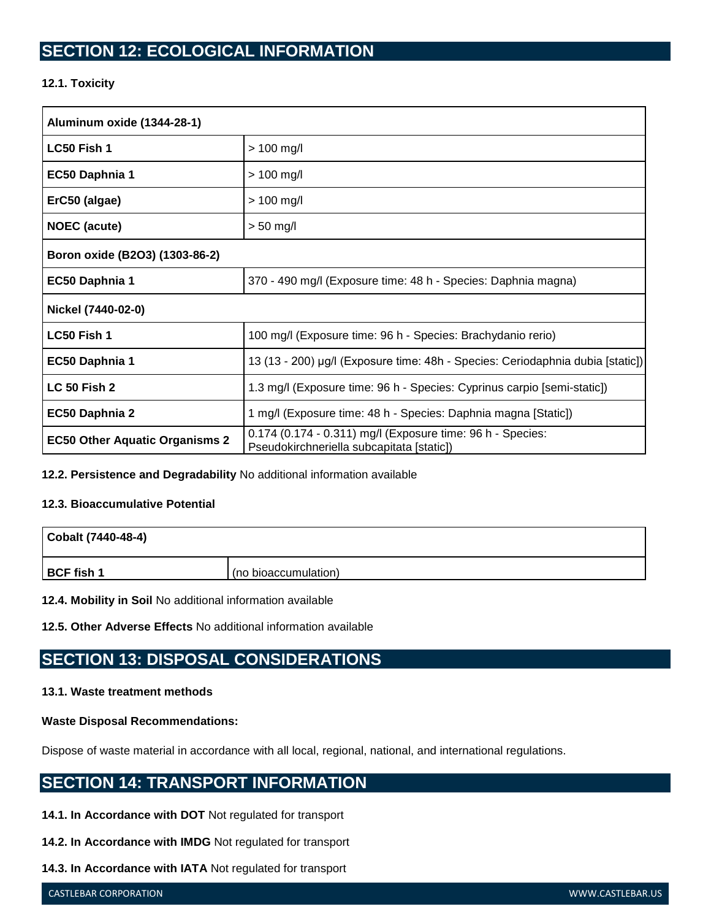## SECTION 12: ECOLOGICAL INFORMATION

### 12.1. Toxicity

| Aluminum oxide (1344-28-1) | |
|---|---|
| **LC50 Fish 1** | > 100 mg/l |
| **EC50 Daphnia 1** | > 100 mg/l |
| **ErC50 (algae)** | > 100 mg/l |
| **NOEC (acute)** | > 50 mg/l |
| **Boron oxide (B2O3) (1303-86-2)** | |
| **EC50 Daphnia 1** | 370 - 490 mg/l (Exposure time: 48 h - Species: Daphnia magna) |
| **Nickel (7440-02-0)** | |
| **LC50 Fish 1** | 100 mg/l (Exposure time: 96 h - Species: Brachydanio rerio) |
| **EC50 Daphnia 1** | 13 (13 - 200) µg/l (Exposure time: 48h - Species: Ceriodaphnia dubia [static]) |
| **LC 50 Fish 2** | 1.3 mg/l (Exposure time: 96 h - Species: Cyprinus carpio [semi-static]) |
| **EC50 Daphnia 2** | 1 mg/l (Exposure time: 48 h - Species: Daphnia magna [Static]) |
| **EC50 Other Aquatic Organisms 2** | 0.174 (0.174 - 0.311) mg/l (Exposure time: 96 h - Species: Pseudokirchneriella subcapitata [static]) |

**12.2. Persistence and Degradability** No additional information available

### 12.3. Bioaccumulative Potential

| Cobalt (7440-48-4) | |
|---|---|
| **BCF fish 1** | (no bioaccumulation) |

**12.4. Mobility in Soil** No additional information available

**12.5. Other Adverse Effects** No additional information available

## SECTION 13: DISPOSAL CONSIDERATIONS

### 13.1. Waste treatment methods

**Waste Disposal Recommendations:**

Dispose of waste material in accordance with all local, regional, national, and international regulations.

## SECTION 14: TRANSPORT INFORMATION

**14.1. In Accordance with DOT** Not regulated for transport

**14.2. In Accordance with IMDG** Not regulated for transport

**14.3. In Accordance with IATA** Not regulated for transport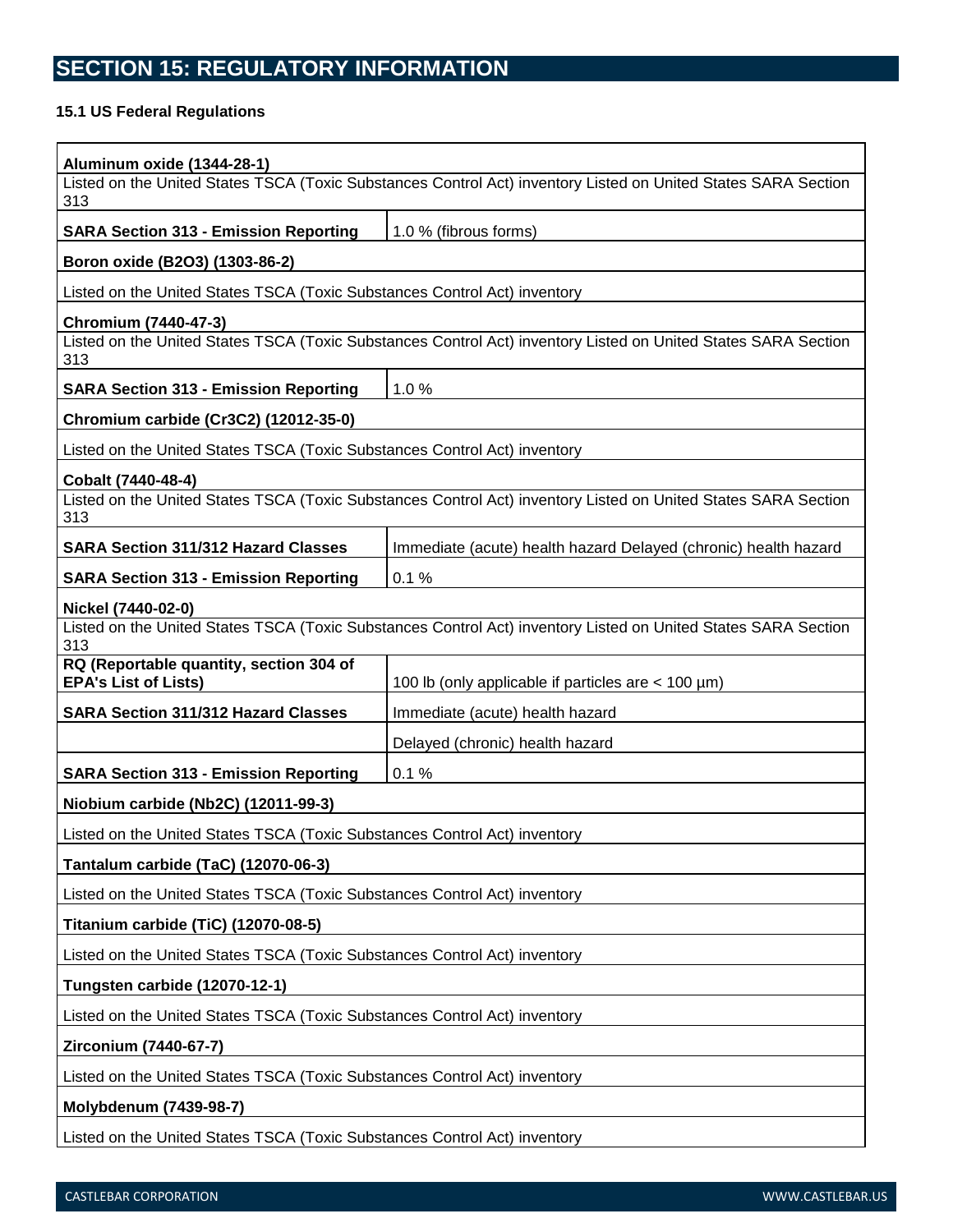## SECTION 15: REGULATORY INFORMATION

### 15.1 US Federal Regulations

| **Aluminum oxide (1344-28-1)** | |
|---|---|
| Listed on the United States TSCA (Toxic Substances Control Act) inventory Listed on United States SARA Section 313 | |
| **SARA Section 313 - Emission Reporting** | 1.0 % (fibrous forms) |
| **Boron oxide (B2O3) (1303-86-2)** | |
| Listed on the United States TSCA (Toxic Substances Control Act) inventory | |
| **Chromium (7440-47-3)** | |
| Listed on the United States TSCA (Toxic Substances Control Act) inventory Listed on United States SARA Section 313 | |
| **SARA Section 313 - Emission Reporting** | 1.0 % |
| **Chromium carbide (Cr3C2) (12012-35-0)** | |
| Listed on the United States TSCA (Toxic Substances Control Act) inventory | |
| **Cobalt (7440-48-4)** | |
| Listed on the United States TSCA (Toxic Substances Control Act) inventory Listed on United States SARA Section 313 | |
| **SARA Section 311/312 Hazard Classes** | Immediate (acute) health hazard Delayed (chronic) health hazard |
| **SARA Section 313 - Emission Reporting** | 0.1 % |
| **Nickel (7440-02-0)** | |
| Listed on the United States TSCA (Toxic Substances Control Act) inventory Listed on United States SARA Section 313 | |
| **RQ (Reportable quantity, section 304 of EPA's List of Lists)** | 100 lb (only applicable if particles are < 100 µm) |
| **SARA Section 311/312 Hazard Classes** | Immediate (acute) health hazard |
| | Delayed (chronic) health hazard |
| **SARA Section 313 - Emission Reporting** | 0.1 % |
| **Niobium carbide (Nb2C) (12011-99-3)** | |
| Listed on the United States TSCA (Toxic Substances Control Act) inventory | |
| **Tantalum carbide (TaC) (12070-06-3)** | |
| Listed on the United States TSCA (Toxic Substances Control Act) inventory | |
| **Titanium carbide (TiC) (12070-08-5)** | |
| Listed on the United States TSCA (Toxic Substances Control Act) inventory | |
| **Tungsten carbide (12070-12-1)** | |
| Listed on the United States TSCA (Toxic Substances Control Act) inventory | |
| **Zirconium (7440-67-7)** | |
| Listed on the United States TSCA (Toxic Substances Control Act) inventory | |
| **Molybdenum (7439-98-7)** | |
| Listed on the United States TSCA (Toxic Substances Control Act) inventory | |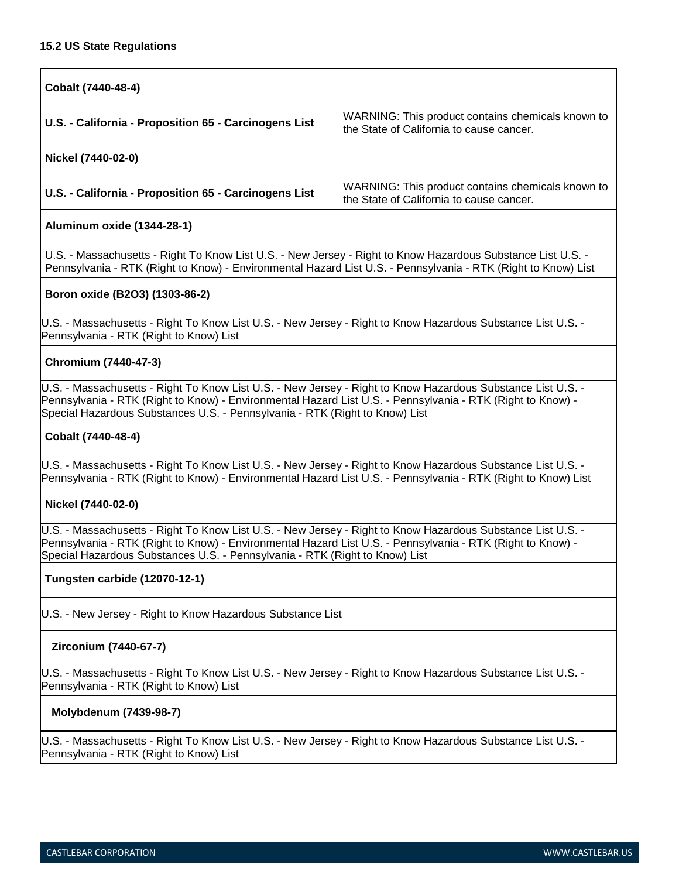### 15.2 US State Regulations

| Cobalt (7440-48-4) | |
|---|---|
| **U.S. - California - Proposition 65 - Carcinogens List** | WARNING: This product contains chemicals known to the State of California to cause cancer. |
| **Nickel (7440-02-0)** | |
| **U.S. - California - Proposition 65 - Carcinogens List** | WARNING: This product contains chemicals known to the State of California to cause cancer. |
| **Aluminum oxide (1344-28-1)** | |
| U.S. - Massachusetts - Right To Know List U.S. - New Jersey - Right to Know Hazardous Substance List U.S. - Pennsylvania - RTK (Right to Know) - Environmental Hazard List U.S. - Pennsylvania - RTK (Right to Know) List | |
| **Boron oxide (B2O3) (1303-86-2)** | |
| U.S. - Massachusetts - Right To Know List U.S. - New Jersey - Right to Know Hazardous Substance List U.S. - Pennsylvania - RTK (Right to Know) List | |
| **Chromium (7440-47-3)** | |
| U.S. - Massachusetts - Right To Know List U.S. - New Jersey - Right to Know Hazardous Substance List U.S. - Pennsylvania - RTK (Right to Know) - Environmental Hazard List U.S. - Pennsylvania - RTK (Right to Know) - Special Hazardous Substances U.S. - Pennsylvania - RTK (Right to Know) List | |
| **Cobalt (7440-48-4)** | |
| U.S. - Massachusetts - Right To Know List U.S. - New Jersey - Right to Know Hazardous Substance List U.S. - Pennsylvania - RTK (Right to Know) - Environmental Hazard List U.S. - Pennsylvania - RTK (Right to Know) List | |
| **Nickel (7440-02-0)** | |
| U.S. - Massachusetts - Right To Know List U.S. - New Jersey - Right to Know Hazardous Substance List U.S. - Pennsylvania - RTK (Right to Know) - Environmental Hazard List U.S. - Pennsylvania - RTK (Right to Know) - Special Hazardous Substances U.S. - Pennsylvania - RTK (Right to Know) List | |
| **Tungsten carbide (12070-12-1)** | |
| U.S. - New Jersey - Right to Know Hazardous Substance List | |
| **Zirconium (7440-67-7)** | |
| U.S. - Massachusetts - Right To Know List U.S. - New Jersey - Right to Know Hazardous Substance List U.S. - Pennsylvania - RTK (Right to Know) List | |
| **Molybdenum (7439-98-7)** | |
| U.S. - Massachusetts - Right To Know List U.S. - New Jersey - Right to Know Hazardous Substance List U.S. - Pennsylvania - RTK (Right to Know) List | |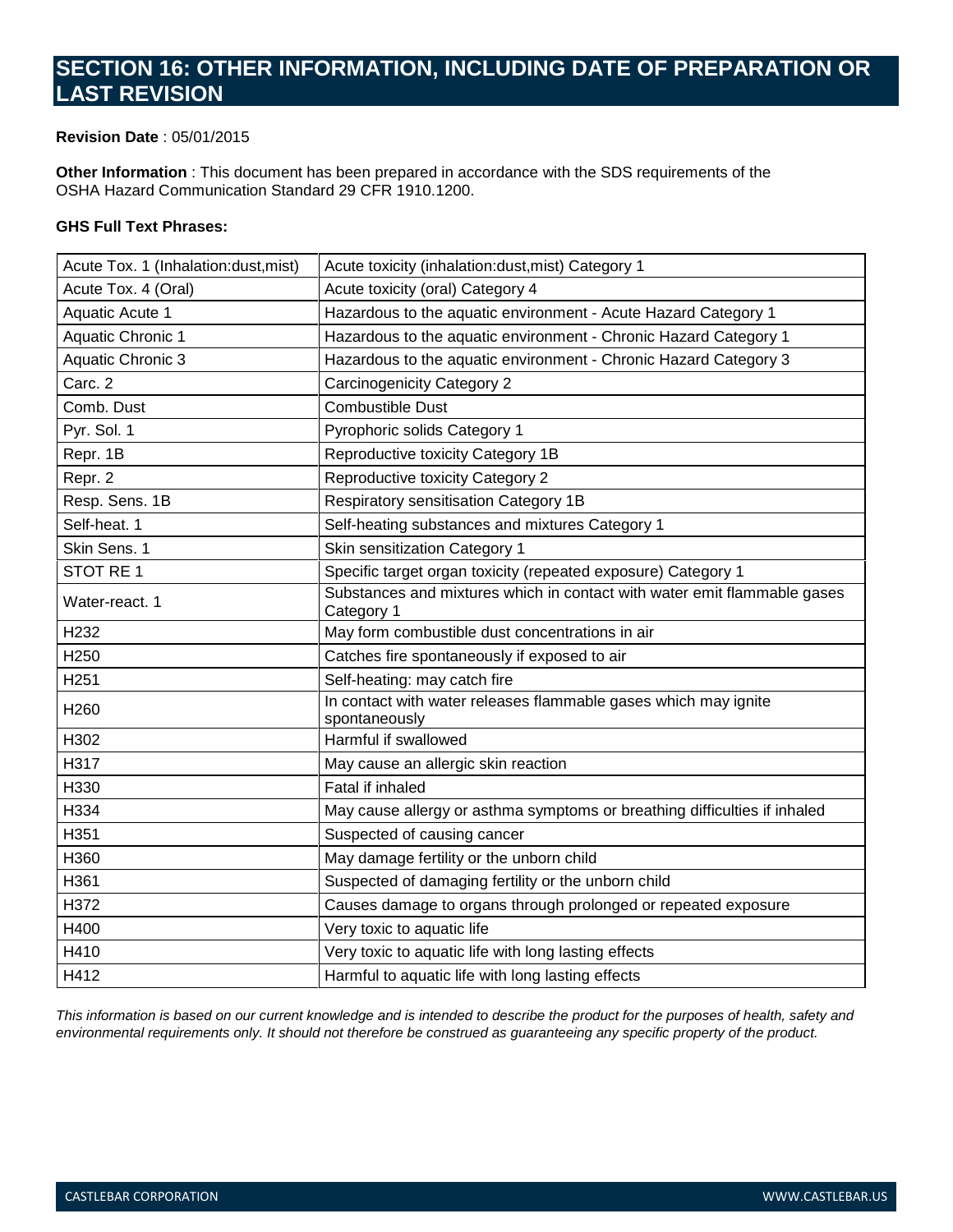# SECTION 16: OTHER INFORMATION, INCLUDING DATE OF PREPARATION OR LAST REVISION

**Revision Date** : 05/01/2015

**Other Information** : This document has been prepared in accordance with the SDS requirements of the OSHA Hazard Communication Standard 29 CFR 1910.1200.

**GHS Full Text Phrases:**

| | |
|---|---|
| Acute Tox. 1 (Inhalation:dust,mist) | Acute toxicity (inhalation:dust,mist) Category 1 |
| Acute Tox. 4 (Oral) | Acute toxicity (oral) Category 4 |
| Aquatic Acute 1 | Hazardous to the aquatic environment - Acute Hazard Category 1 |
| Aquatic Chronic 1 | Hazardous to the aquatic environment - Chronic Hazard Category 1 |
| Aquatic Chronic 3 | Hazardous to the aquatic environment - Chronic Hazard Category 3 |
| Carc. 2 | Carcinogenicity Category 2 |
| Comb. Dust | Combustible Dust |
| Pyr. Sol. 1 | Pyrophoric solids Category 1 |
| Repr. 1B | Reproductive toxicity Category 1B |
| Repr. 2 | Reproductive toxicity Category 2 |
| Resp. Sens. 1B | Respiratory sensitisation Category 1B |
| Self-heat. 1 | Self-heating substances and mixtures Category 1 |
| Skin Sens. 1 | Skin sensitization Category 1 |
| STOT RE 1 | Specific target organ toxicity (repeated exposure) Category 1 |
| Water-react. 1 | Substances and mixtures which in contact with water emit flammable gases Category 1 |
| H232 | May form combustible dust concentrations in air |
| H250 | Catches fire spontaneously if exposed to air |
| H251 | Self-heating: may catch fire |
| H260 | In contact with water releases flammable gases which may ignite spontaneously |
| H302 | Harmful if swallowed |
| H317 | May cause an allergic skin reaction |
| H330 | Fatal if inhaled |
| H334 | May cause allergy or asthma symptoms or breathing difficulties if inhaled |
| H351 | Suspected of causing cancer |
| H360 | May damage fertility or the unborn child |
| H361 | Suspected of damaging fertility or the unborn child |
| H372 | Causes damage to organs through prolonged or repeated exposure |
| H400 | Very toxic to aquatic life |
| H410 | Very toxic to aquatic life with long lasting effects |
| H412 | Harmful to aquatic life with long lasting effects |

*This information is based on our current knowledge and is intended to describe the product for the purposes of health, safety and environmental requirements only. It should not therefore be construed as guaranteeing any specific property of the product.*